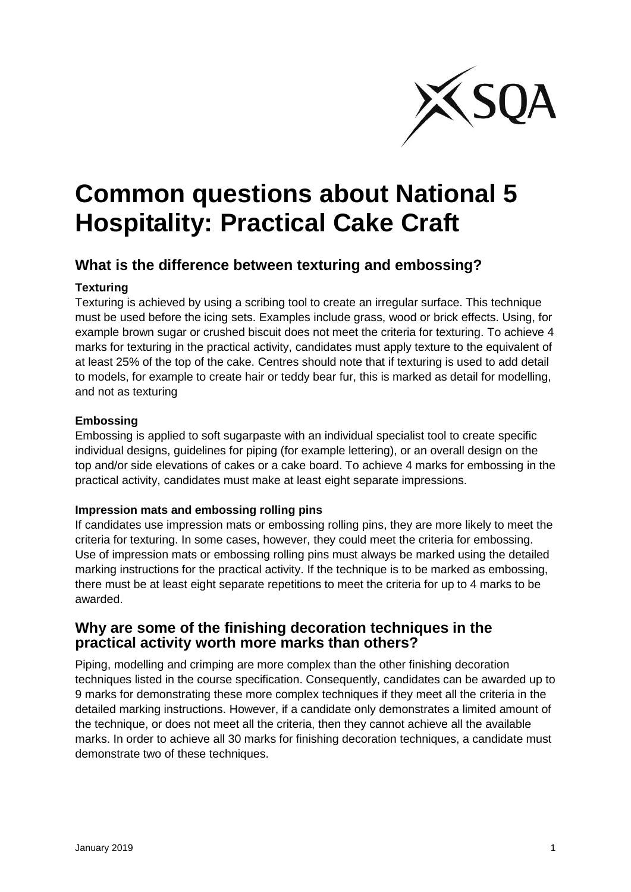# Common questions about National 5 Hospitality: Practical Cake Craft

## What is the difference between texturing and embossing?

**Texturing**

Texturing is achieved by using a scribing tool to create an irregular surface. This technique must be used before the icing sets. Examples include grass, wood or brick effects. Using, for example brown sugar or crushed biscuit does not meet the criteria for texturing. To achieve 4 marks for texturing in the practical activity, candidates must apply texture to the equivalent of at least 25% of the top of the cake. Centres should note that if texturing is used to add detail to models, for example to create hair or teddy bear fur, this is marked as detail for modelling, and not as texturing

**Embossing**

Embossing is applied to soft sugarpaste with an individual specialist tool to create specific individual designs, guidelines for piping (for example lettering), or an overall design on the top and/or side elevations of cakes or a cake board. To achieve 4 marks for embossing in the practical activity, candidates must make at least eight separate impressions.

**Impression mats and embossing rolling pins**

If candidates use impression mats or embossing rolling pins, they are more likely to meet the criteria for texturing. In some cases, however, they could meet the criteria for embossing. Use of impression mats or embossing rolling pins must always be marked using the detailed marking instructions for the practical activity. If the technique is to be marked as embossing, there must be at least eight separate repetitions to meet the criteria for up to 4 marks to be awarded.

## Why are some of the finishing decoration techniques in the practical activity worth more marks than others?

Piping, modelling and crimping are more complex than the other finishing decoration techniques listed in the course specification. Consequently, candidates can be awarded up to 9 marks for demonstrating these more complex techniques if they meet all the criteria in the detailed marking instructions. However, if a candidate only demonstrates a limited amount of the technique, or does not meet all the criteria, then they cannot achieve all the available marks. In order to achieve all 30 marks for finishing decoration techniques, a candidate must demonstrate two of these techniques.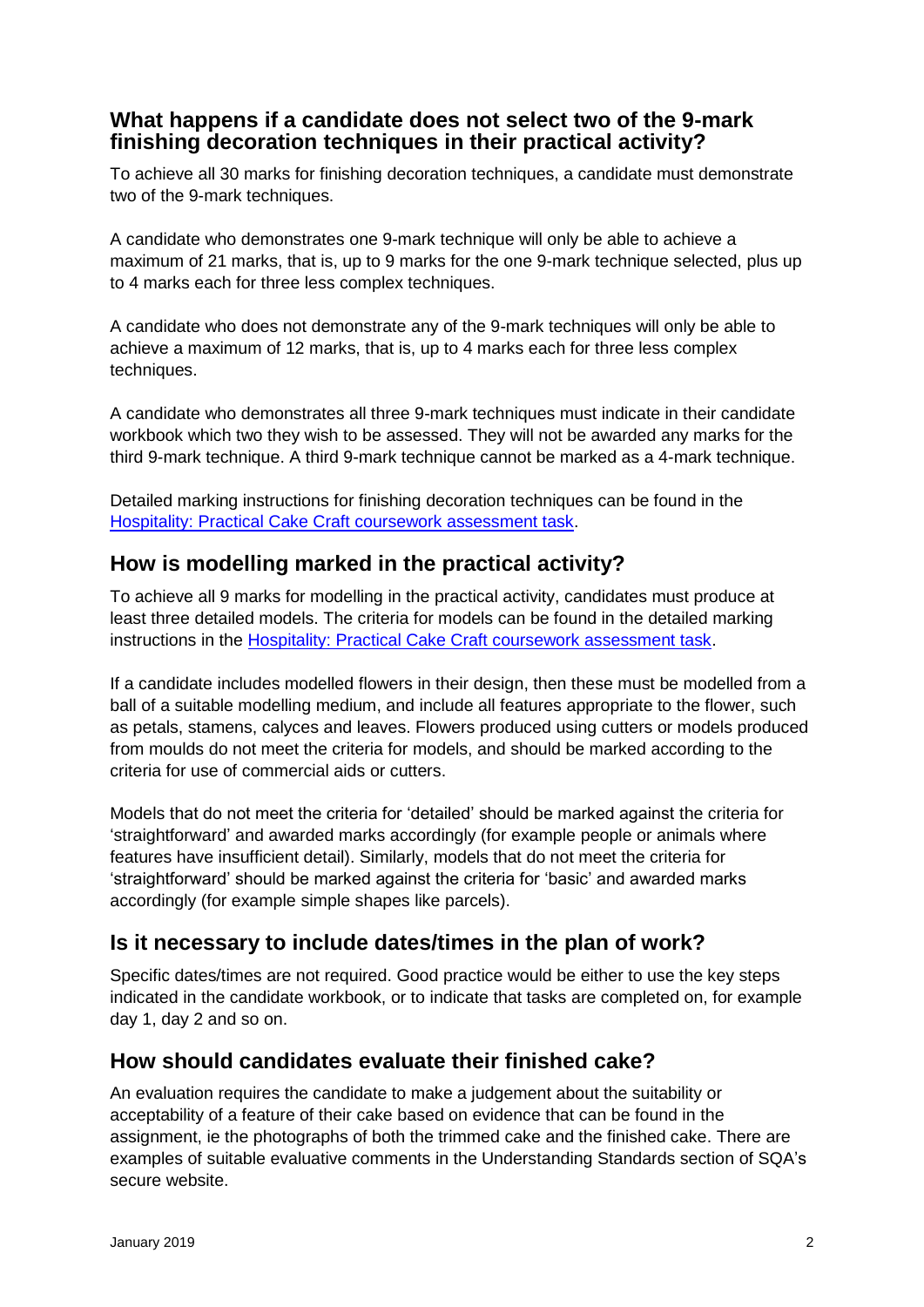## What happens if a candidate does not select two of the 9-mark finishing decoration techniques in their practical activity?

To achieve all 30 marks for finishing decoration techniques, a candidate must demonstrate two of the 9-mark techniques.

A candidate who demonstrates one 9-mark technique will only be able to achieve a maximum of 21 marks, that is, up to 9 marks for the one 9-mark technique selected, plus up to 4 marks each for three less complex techniques.

A candidate who does not demonstrate any of the 9-mark techniques will only be able to achieve a maximum of 12 marks, that is, up to 4 marks each for three less complex techniques.

A candidate who demonstrates all three 9-mark techniques must indicate in their candidate workbook which two they wish to be assessed. They will not be awarded any marks for the third 9-mark technique. A third 9-mark technique cannot be marked as a 4-mark technique.

Detailed marking instructions for finishing decoration techniques can be found in the Hospitality: Practical Cake Craft coursework assessment task.

## How is modelling marked in the practical activity?

To achieve all 9 marks for modelling in the practical activity, candidates must produce at least three detailed models. The criteria for models can be found in the detailed marking instructions in the Hospitality: Practical Cake Craft coursework assessment task.

If a candidate includes modelled flowers in their design, then these must be modelled from a ball of a suitable modelling medium, and include all features appropriate to the flower, such as petals, stamens, calyces and leaves. Flowers produced using cutters or models produced from moulds do not meet the criteria for models, and should be marked according to the criteria for use of commercial aids or cutters.

Models that do not meet the criteria for 'detailed' should be marked against the criteria for 'straightforward' and awarded marks accordingly (for example people or animals where features have insufficient detail). Similarly, models that do not meet the criteria for 'straightforward' should be marked against the criteria for 'basic' and awarded marks accordingly (for example simple shapes like parcels).

## Is it necessary to include dates/times in the plan of work?

Specific dates/times are not required. Good practice would be either to use the key steps indicated in the candidate workbook, or to indicate that tasks are completed on, for example day 1, day 2 and so on.

## How should candidates evaluate their finished cake?

An evaluation requires the candidate to make a judgement about the suitability or acceptability of a feature of their cake based on evidence that can be found in the assignment, ie the photographs of both the trimmed cake and the finished cake. There are examples of suitable evaluative comments in the Understanding Standards section of SQA's secure website.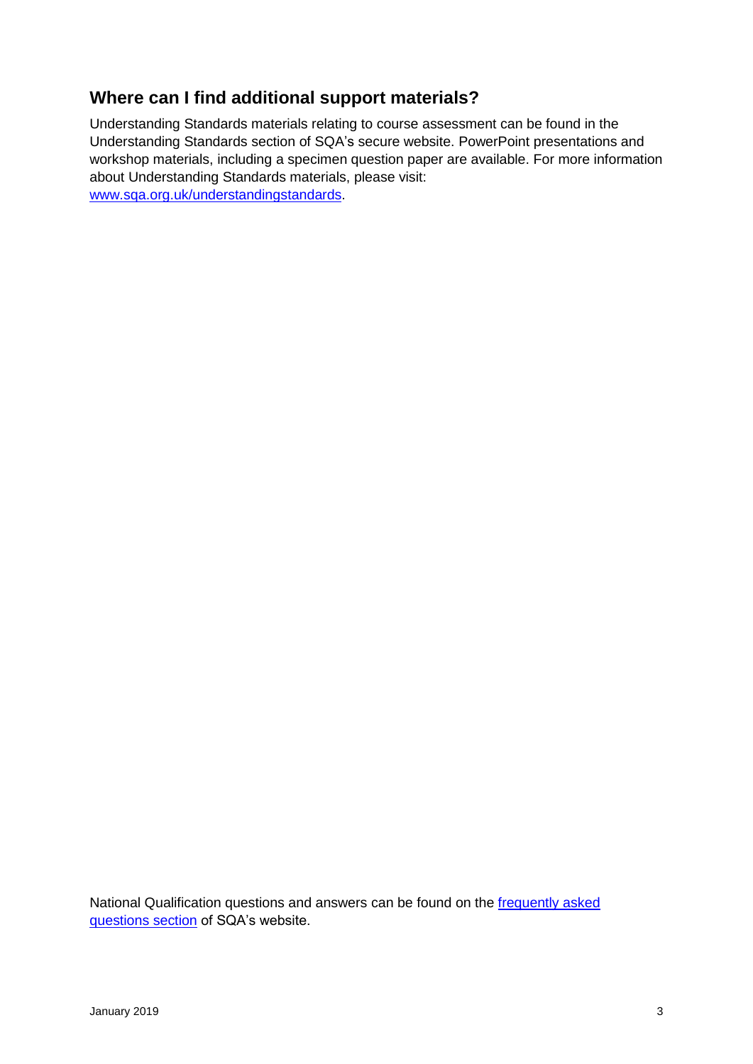## Where can I find additional support materials?

Understanding Standards materials relating to course assessment can be found in the Understanding Standards section of SQA's secure website. PowerPoint presentations and workshop materials, including a specimen question paper are available. For more information about Understanding Standards materials, please visit: [www.sqa.org.uk/understandingstandards](www.sqa.org.uk/understandingstandards).

National Qualification questions and answers can be found on the frequently asked questions section of SQA's website.

January 2019